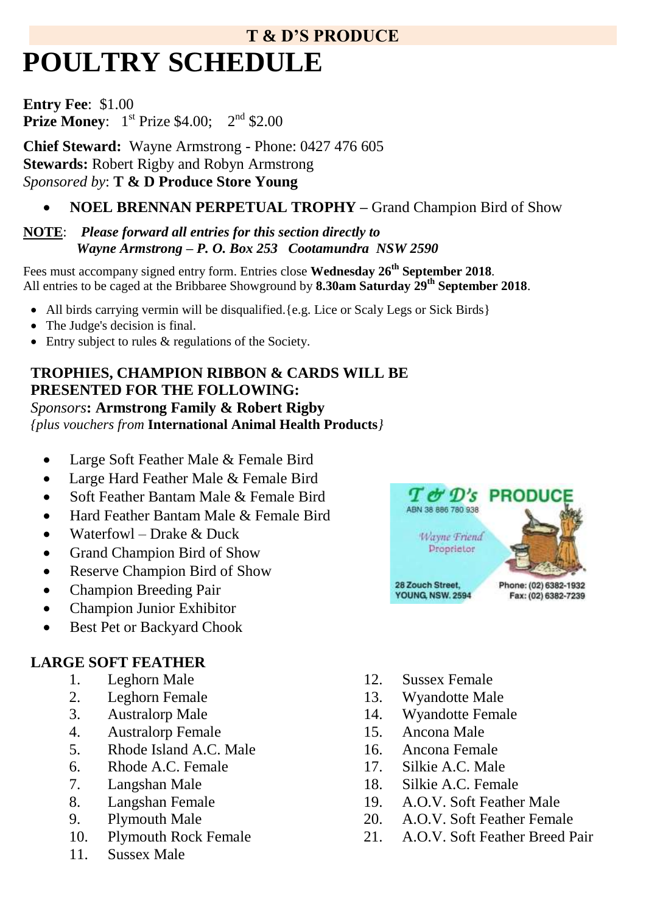## T & D'S PRODUCE

# POULTRY SCHEDULE

**Entry Fee**: $1.00
**Prize Money**: 1st Prize $4.00; 2nd $2.00

**Chief Steward:** Wayne Armstrong - Phone: 0427 476 605
**Stewards:** Robert Rigby and Robyn Armstrong
*Sponsored by*: **T & D Produce Store Young**

- **NOEL BRENNAN PERPETUAL TROPHY –** Grand Champion Bird of Show

**NOTE**: ***Please forward all entries for this section directly to Wayne Armstrong – P. O. Box 253 Cootamundra NSW 2590***

Fees must accompany signed entry form. Entries close **Wednesday 26th September 2018**.
All entries to be caged at the Bribbaree Showground by **8.30am Saturday 29th September 2018**.

- All birds carrying vermin will be disqualified.{e.g. Lice or Scaly Legs or Sick Birds}
- The Judge's decision is final.
- Entry subject to rules & regulations of the Society.

**TROPHIES, CHAMPION RIBBON & CARDS WILL BE PRESENTED FOR THE FOLLOWING:**
*Sponsors*: **Armstrong Family & Robert Rigby**
*{plus vouchers from* **International Animal Health Products***}*

- Large Soft Feather Male & Female Bird
- Large Hard Feather Male & Female Bird
- Soft Feather Bantam Male & Female Bird
- Hard Feather Bantam Male & Female Bird
- Waterfowl – Drake & Duck
- Grand Champion Bird of Show
- Reserve Champion Bird of Show
- Champion Breeding Pair
- Champion Junior Exhibitor
- Best Pet or Backyard Chook

T & D's PRODUCE
ABN 38 886 780 938
Wayne Friend
Proprietor
28 Zouch Street, YOUNG, NSW. 2594
Phone: (02) 6382-1932
Fax: (02) 6382-7239

### LARGE SOFT FEATHER

1. Leghorn Male
2. Leghorn Female
3. Australorp Male
4. Australorp Female
5. Rhode Island A.C. Male
6. Rhode A.C. Female
7. Langshan Male
8. Langshan Female
9. Plymouth Male
10. Plymouth Rock Female
11. Sussex Male
12. Sussex Female
13. Wyandotte Male
14. Wyandotte Female
15. Ancona Male
16. Ancona Female
17. Silkie A.C. Male
18. Silkie A.C. Female
19. A.O.V. Soft Feather Male
20. A.O.V. Soft Feather Female
21. A.O.V. Soft Feather Breed Pair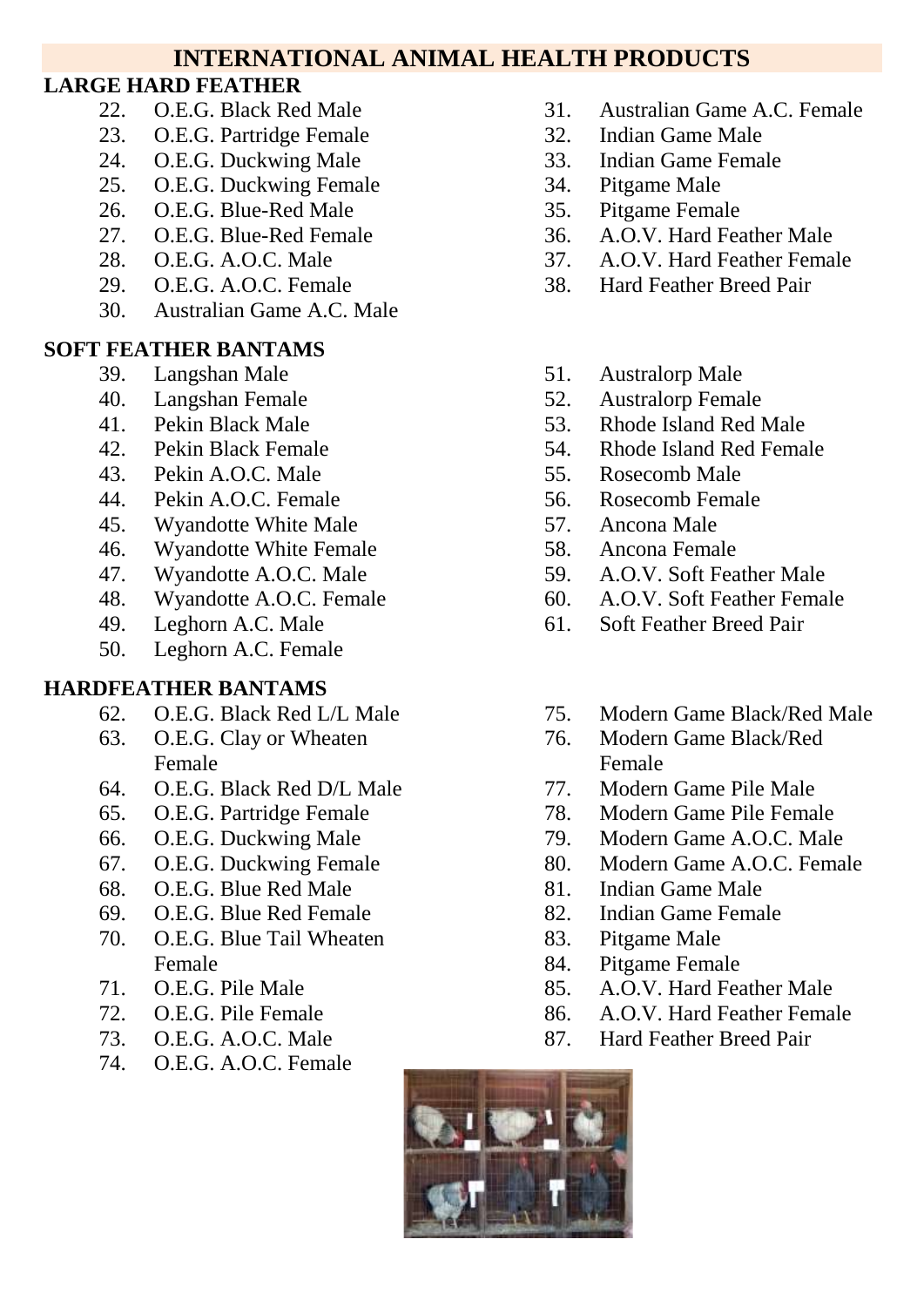## INTERNATIONAL ANIMAL HEALTH PRODUCTS

### LARGE HARD FEATHER

22. O.E.G. Black Red Male
23. O.E.G. Partridge Female
24. O.E.G. Duckwing Male
25. O.E.G. Duckwing Female
26. O.E.G. Blue-Red Male
27. O.E.G. Blue-Red Female
28. O.E.G. A.O.C. Male
29. O.E.G. A.O.C. Female
30. Australian Game A.C. Male
31. Australian Game A.C. Female
32. Indian Game Male
33. Indian Game Female
34. Pitgame Male
35. Pitgame Female
36. A.O.V. Hard Feather Male
37. A.O.V. Hard Feather Female
38. Hard Feather Breed Pair

### SOFT FEATHER BANTAMS

39. Langshan Male
40. Langshan Female
41. Pekin Black Male
42. Pekin Black Female
43. Pekin A.O.C. Male
44. Pekin A.O.C. Female
45. Wyandotte White Male
46. Wyandotte White Female
47. Wyandotte A.O.C. Male
48. Wyandotte A.O.C. Female
49. Leghorn A.C. Male
50. Leghorn A.C. Female
51. Australorp Male
52. Australorp Female
53. Rhode Island Red Male
54. Rhode Island Red Female
55. Rosecomb Male
56. Rosecomb Female
57. Ancona Male
58. Ancona Female
59. A.O.V. Soft Feather Male
60. A.O.V. Soft Feather Female
61. Soft Feather Breed Pair

### HARDFEATHER BANTAMS

62. O.E.G. Black Red L/L Male
63. O.E.G. Clay or Wheaten Female
64. O.E.G. Black Red D/L Male
65. O.E.G. Partridge Female
66. O.E.G. Duckwing Male
67. O.E.G. Duckwing Female
68. O.E.G. Blue Red Male
69. O.E.G. Blue Red Female
70. O.E.G. Blue Tail Wheaten Female
71. O.E.G. Pile Male
72. O.E.G. Pile Female
73. O.E.G. A.O.C. Male
74. O.E.G. A.O.C. Female
75. Modern Game Black/Red Male
76. Modern Game Black/Red Female
77. Modern Game Pile Male
78. Modern Game Pile Female
79. Modern Game A.O.C. Male
80. Modern Game A.O.C. Female
81. Indian Game Male
82. Indian Game Female
83. Pitgame Male
84. Pitgame Female
85. A.O.V. Hard Feather Male
86. A.O.V. Hard Feather Female
87. Hard Feather Breed Pair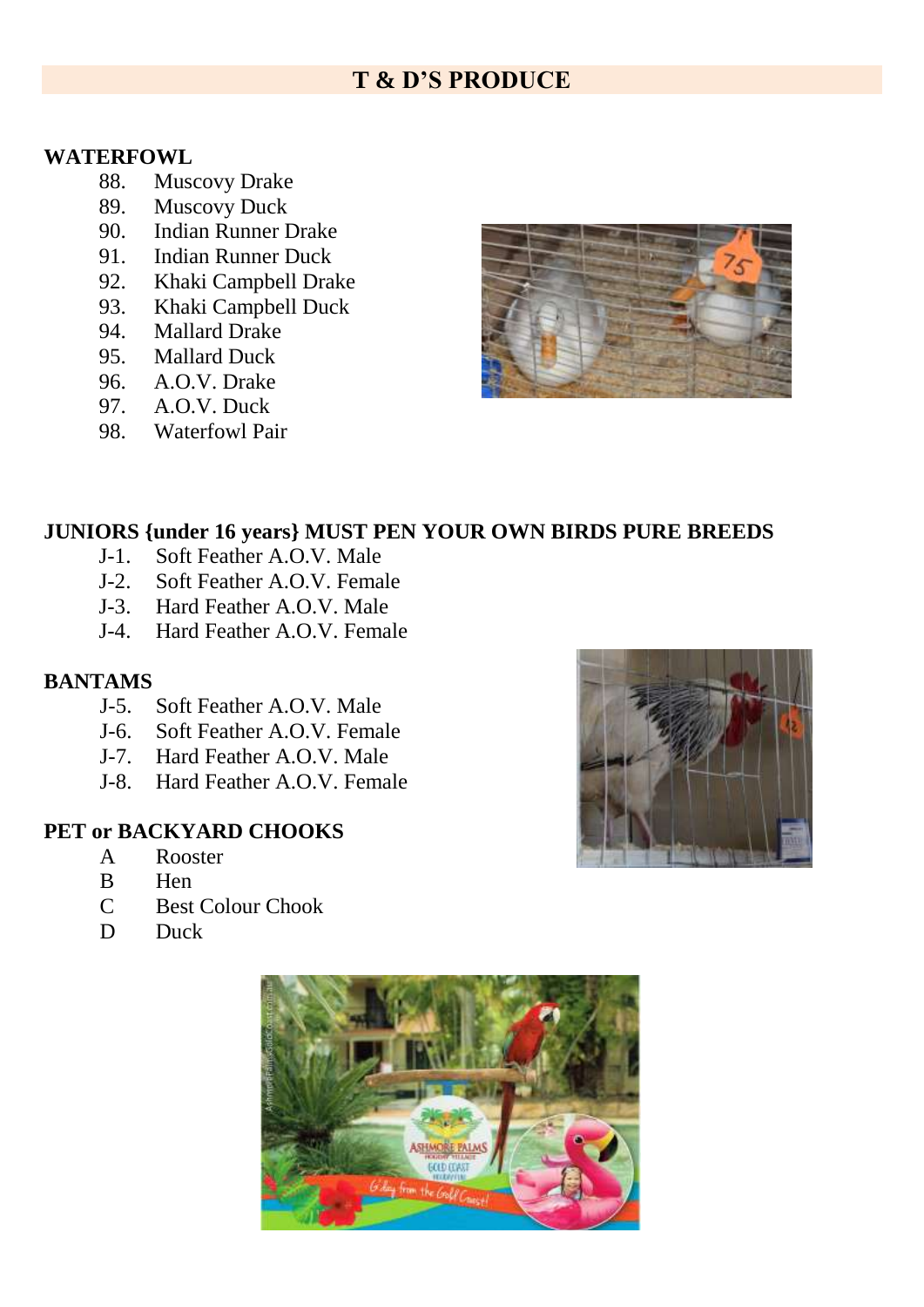## T & D'S PRODUCE

### WATERFOWL

88. Muscovy Drake
89. Muscovy Duck
90. Indian Runner Drake
91. Indian Runner Duck
92. Khaki Campbell Drake
93. Khaki Campbell Duck
94. Mallard Drake
95. Mallard Duck
96. A.O.V. Drake
97. A.O.V. Duck
98. Waterfowl Pair

### JUNIORS {under 16 years} MUST PEN YOUR OWN BIRDS PURE BREEDS

- J-1. Soft Feather A.O.V. Male
- J-2. Soft Feather A.O.V. Female
- J-3. Hard Feather A.O.V. Male
- J-4. Hard Feather A.O.V. Female

### BANTAMS

- J-5. Soft Feather A.O.V. Male
- J-6. Soft Feather A.O.V. Female
- J-7. Hard Feather A.O.V. Male
- J-8. Hard Feather A.O.V. Female

### PET or BACKYARD CHOOKS

- A Rooster
- B Hen
- C Best Colour Chook
- D Duck